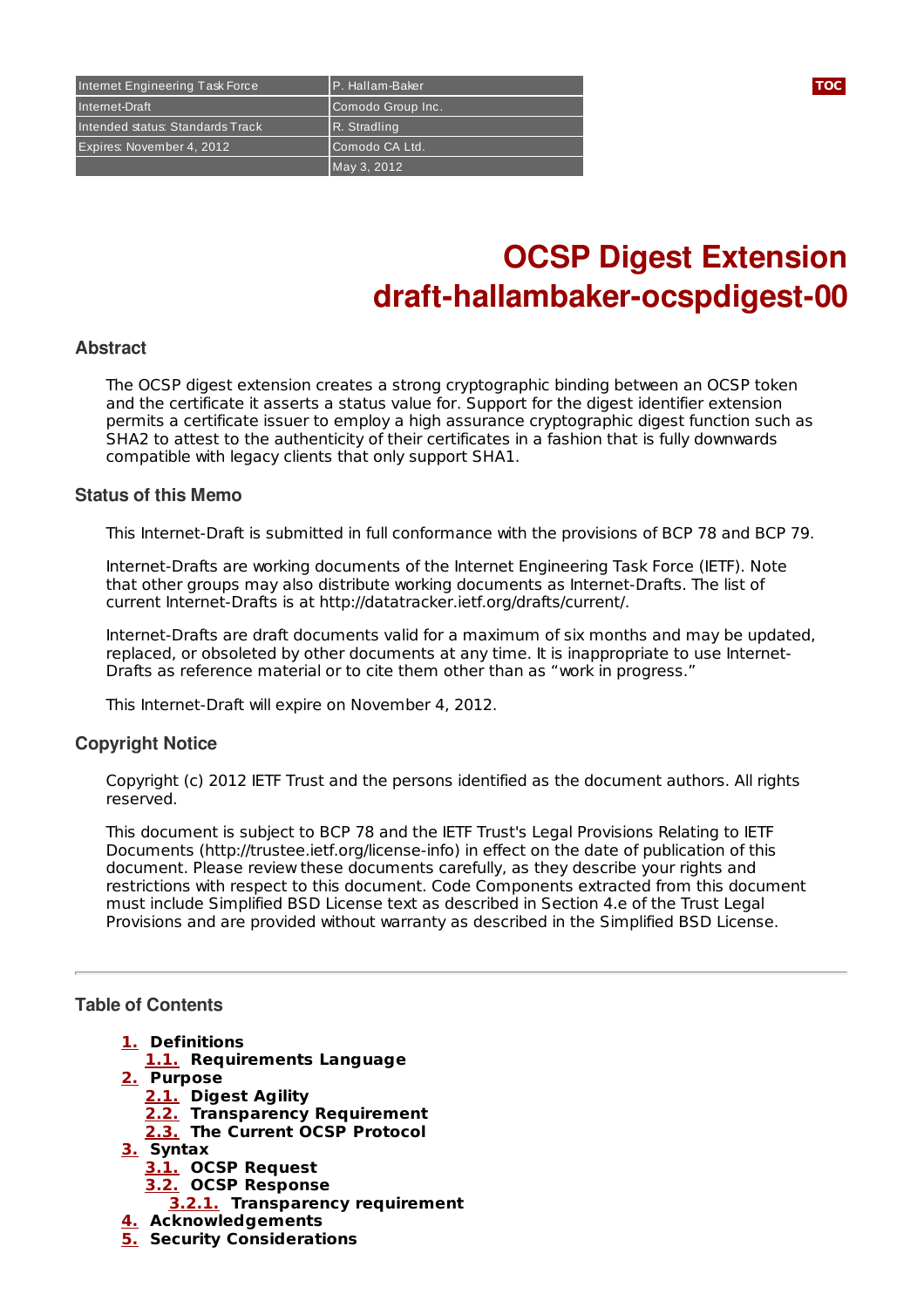| Internet Engineering Task Force | P. Hallam-Baker |
| --- | --- |
| Internet-Draft | Comodo Group Inc. |
| Intended status: Standards Track | R. Stradling |
| Expires: November 4, 2012 | Comodo CA Ltd. |
| | May 3, 2012 |

# OCSP Digest Extension
# draft-hallambaker-ocspdigest-00

## Abstract

The OCSP digest extension creates a strong cryptographic binding between an OCSP token and the certificate it asserts a status value for. Support for the digest identifier extension permits a certificate issuer to employ a high assurance cryptographic digest function such as SHA2 to attest to the authenticity of their certificates in a fashion that is fully downwards compatible with legacy clients that only support SHA1.

## Status of this Memo

This Internet-Draft is submitted in full conformance with the provisions of BCP 78 and BCP 79.

Internet-Drafts are working documents of the Internet Engineering Task Force (IETF). Note that other groups may also distribute working documents as Internet-Drafts. The list of current Internet-Drafts is at http://datatracker.ietf.org/drafts/current/.

Internet-Drafts are draft documents valid for a maximum of six months and may be updated, replaced, or obsoleted by other documents at any time. It is inappropriate to use Internet-Drafts as reference material or to cite them other than as "work in progress."

This Internet-Draft will expire on November 4, 2012.

## Copyright Notice

Copyright (c) 2012 IETF Trust and the persons identified as the document authors. All rights reserved.

This document is subject to BCP 78 and the IETF Trust's Legal Provisions Relating to IETF Documents (http://trustee.ietf.org/license-info) in effect on the date of publication of this document. Please review these documents carefully, as they describe your rights and restrictions with respect to this document. Code Components extracted from this document must include Simplified BSD License text as described in Section 4.e of the Trust Legal Provisions and are provided without warranty as described in the Simplified BSD License.

---

## Table of Contents

- **1.** Definitions
  - **1.1.** Requirements Language
- **2.** Purpose
  - **2.1.** Digest Agility
  - **2.2.** Transparency Requirement
  - **2.3.** The Current OCSP Protocol
- **3.** Syntax
  - **3.1.** OCSP Request
  - **3.2.** OCSP Response
    - **3.2.1.** Transparency requirement
- **4.** Acknowledgements
- **5.** Security Considerations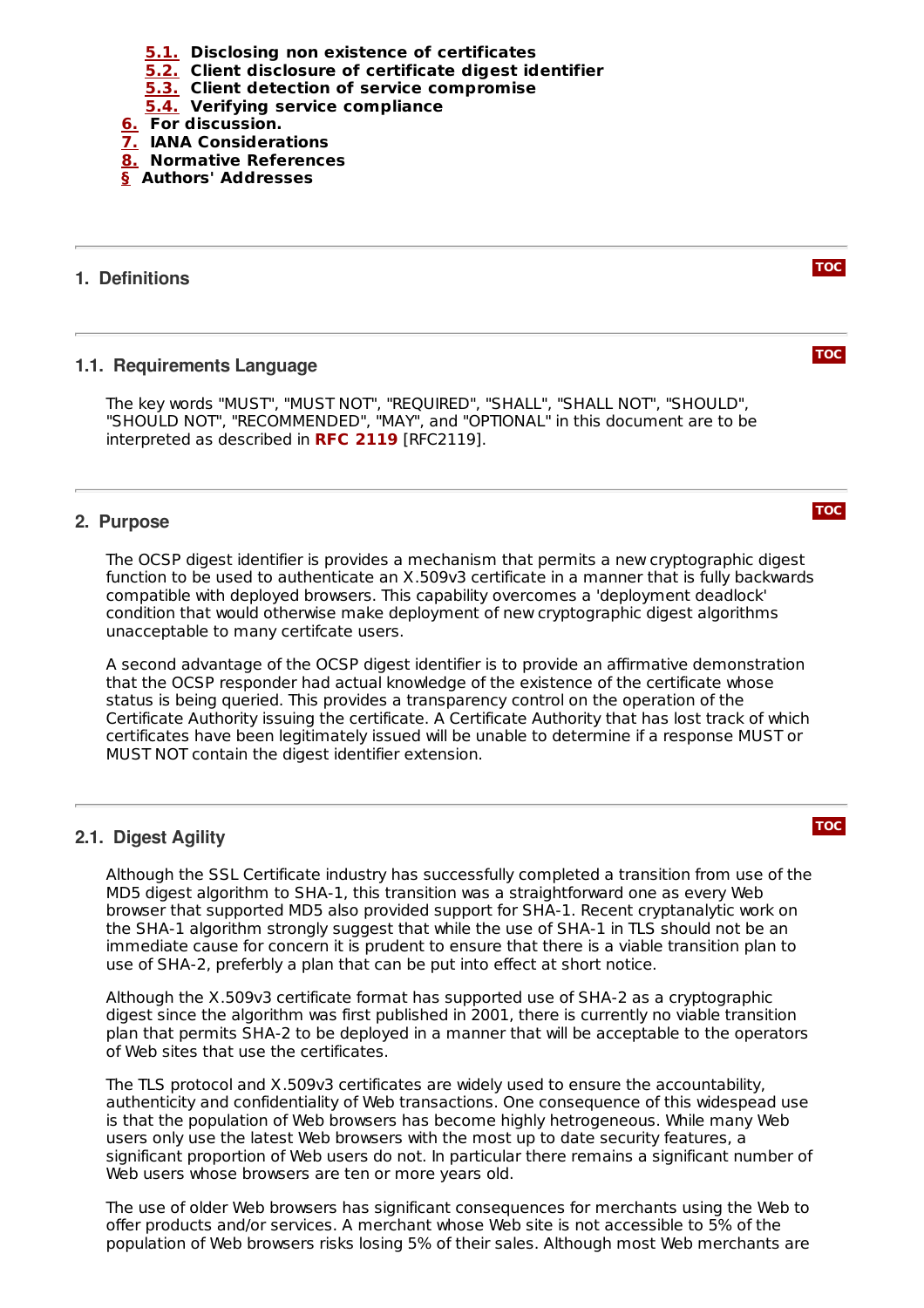- 5.1. Disclosing non existence of certificates
- 5.2. Client disclosure of certificate digest identifier
- 5.3. Client detection of service compromise
- 5.4. Verifying service compliance
6. For discussion.
7. IANA Considerations
8. Normative References

§ Authors' Addresses

## 1. Definitions

### 1.1. Requirements Language

The key words "MUST", "MUST NOT", "REQUIRED", "SHALL", "SHALL NOT", "SHOULD", "SHOULD NOT", "RECOMMENDED", "MAY", and "OPTIONAL" in this document are to be interpreted as described in **RFC 2119** [RFC2119].

## 2. Purpose

The OCSP digest identifier is provides a mechanism that permits a new cryptographic digest function to be used to authenticate an X.509v3 certificate in a manner that is fully backwards compatible with deployed browsers. This capability overcomes a 'deployment deadlock' condition that would otherwise make deployment of new cryptographic digest algorithms unacceptable to many certifcate users.

A second advantage of the OCSP digest identifier is to provide an affirmative demonstration that the OCSP responder had actual knowledge of the existence of the certificate whose status is being queried. This provides a transparency control on the operation of the Certificate Authority issuing the certificate. A Certificate Authority that has lost track of which certificates have been legitimately issued will be unable to determine if a response MUST or MUST NOT contain the digest identifier extension.

### 2.1. Digest Agility

Although the SSL Certificate industry has successfully completed a transition from use of the MD5 digest algorithm to SHA-1, this transition was a straightforward one as every Web browser that supported MD5 also provided support for SHA-1. Recent cryptanalytic work on the SHA-1 algorithm strongly suggest that while the use of SHA-1 in TLS should not be an immediate cause for concern it is prudent to ensure that there is a viable transition plan to use of SHA-2, preferbly a plan that can be put into effect at short notice.

Although the X.509v3 certificate format has supported use of SHA-2 as a cryptographic digest since the algorithm was first published in 2001, there is currently no viable transition plan that permits SHA-2 to be deployed in a manner that will be acceptable to the operators of Web sites that use the certificates.

The TLS protocol and X.509v3 certificates are widely used to ensure the accountability, authenticity and confidentiality of Web transactions. One consequence of this widespead use is that the population of Web browsers has become highly hetrogeneous. While many Web users only use the latest Web browsers with the most up to date security features, a significant proportion of Web users do not. In particular there remains a significant number of Web users whose browsers are ten or more years old.

The use of older Web browsers has significant consequences for merchants using the Web to offer products and/or services. A merchant whose Web site is not accessible to 5% of the population of Web browsers risks losing 5% of their sales. Although most Web merchants are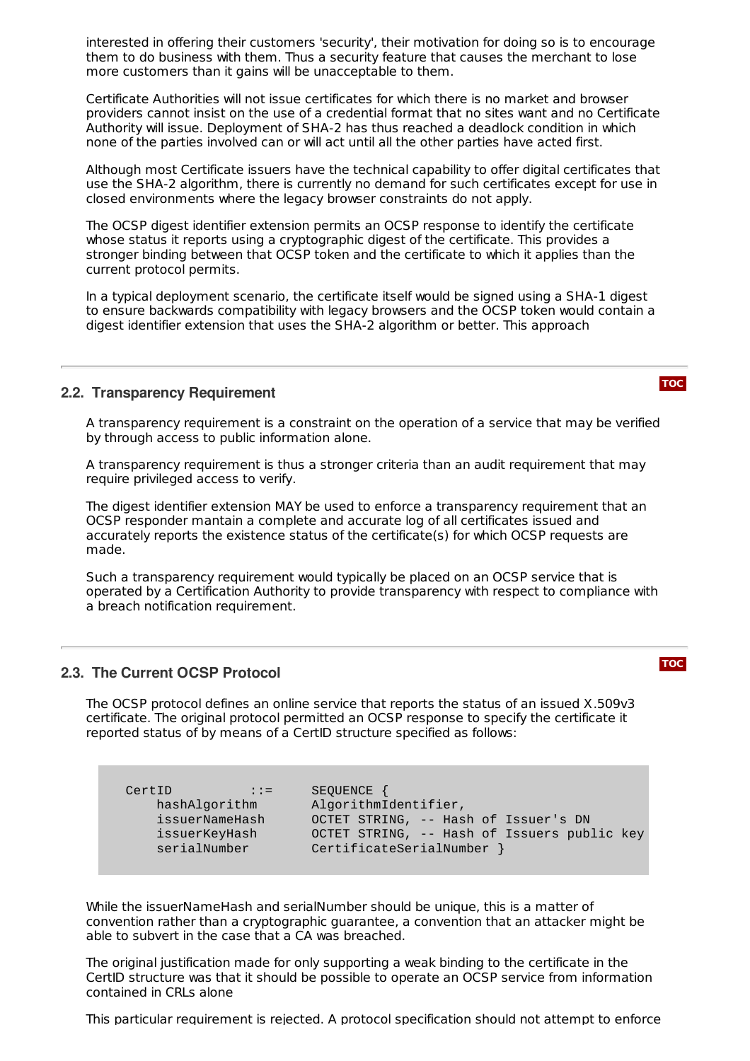interested in offering their customers 'security', their motivation for doing so is to encourage them to do business with them. Thus a security feature that causes the merchant to lose more customers than it gains will be unacceptable to them.

Certificate Authorities will not issue certificates for which there is no market and browser providers cannot insist on the use of a credential format that no sites want and no Certificate Authority will issue. Deployment of SHA-2 has thus reached a deadlock condition in which none of the parties involved can or will act until all the other parties have acted first.

Although most Certificate issuers have the technical capability to offer digital certificates that use the SHA-2 algorithm, there is currently no demand for such certificates except for use in closed environments where the legacy browser constraints do not apply.

The OCSP digest identifier extension permits an OCSP response to identify the certificate whose status it reports using a cryptographic digest of the certificate. This provides a stronger binding between that OCSP token and the certificate to which it applies than the current protocol permits.

In a typical deployment scenario, the certificate itself would be signed using a SHA-1 digest to ensure backwards compatibility with legacy browsers and the OCSP token would contain a digest identifier extension that uses the SHA-2 algorithm or better. This approach

## 2.2. Transparency Requirement

A transparency requirement is a constraint on the operation of a service that may be verified by through access to public information alone.

A transparency requirement is thus a stronger criteria than an audit requirement that may require privileged access to verify.

The digest identifier extension MAY be used to enforce a transparency requirement that an OCSP responder mantain a complete and accurate log of all certificates issued and accurately reports the existence status of the certificate(s) for which OCSP requests are made.

Such a transparency requirement would typically be placed on an OCSP service that is operated by a Certification Authority to provide transparency with respect to compliance with a breach notification requirement.

## 2.3. The Current OCSP Protocol

The OCSP protocol defines an online service that reports the status of an issued X.509v3 certificate. The original protocol permitted an OCSP response to specify the certificate it reported status of by means of a CertID structure specified as follows:

```
CertID          ::=     SEQUENCE {
    hashAlgorithm       AlgorithmIdentifier,
    issuerNameHash      OCTET STRING, -- Hash of Issuer's DN
    issuerKeyHash       OCTET STRING, -- Hash of Issuers public key
    serialNumber        CertificateSerialNumber }
```

While the issuerNameHash and serialNumber should be unique, this is a matter of convention rather than a cryptographic guarantee, a convention that an attacker might be able to subvert in the case that a CA was breached.

The original justification made for only supporting a weak binding to the certificate in the CertID structure was that it should be possible to operate an OCSP service from information contained in CRLs alone

This particular requirement is rejected. A protocol specification should not attempt to enforce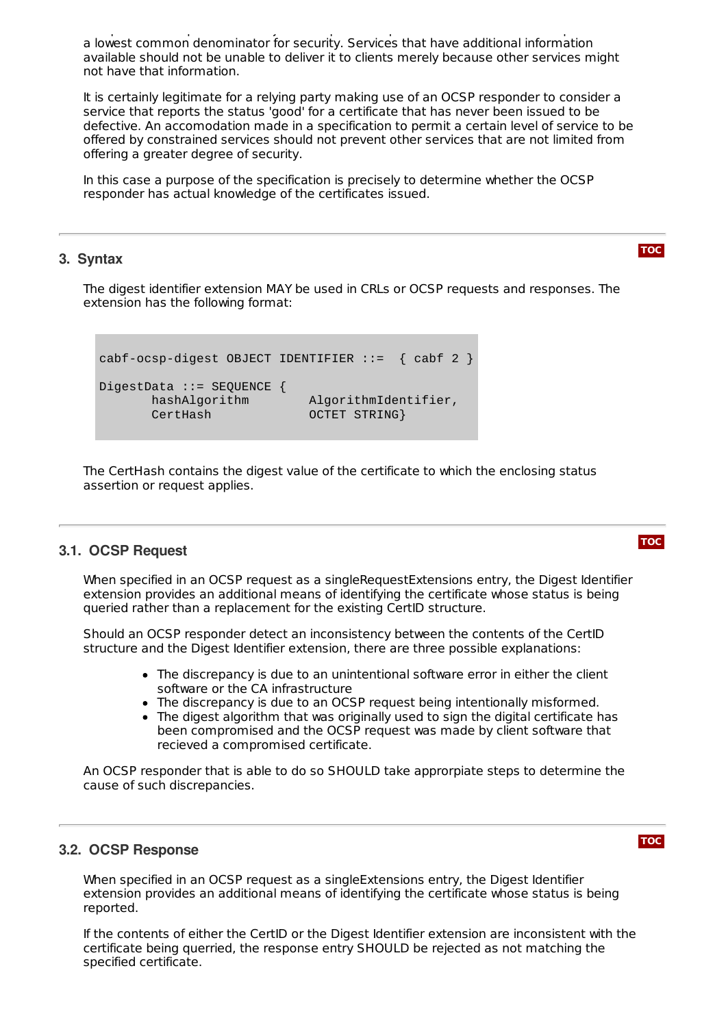a lowest common denominator for security. Services that have additional information available should not be unable to deliver it to clients merely because other services might not have that information.

It is certainly legitimate for a relying party making use of an OCSP responder to consider a service that reports the status 'good' for a certificate that has never been issued to be defective. An accomodation made in a specification to permit a certain level of service to be offered by constrained services should not prevent other services that are not limited from offering a greater degree of security.

In this case a purpose of the specification is precisely to determine whether the OCSP responder has actual knowledge of the certificates issued.

## 3. Syntax

The digest identifier extension MAY be used in CRLs or OCSP requests and responses. The extension has the following format:

```
cabf-ocsp-digest OBJECT IDENTIFIER ::=  { cabf 2 }

DigestData ::= SEQUENCE {
       hashAlgorithm        AlgorithmIdentifier,
       CertHash             OCTET STRING}
```

The CertHash contains the digest value of the certificate to which the enclosing status assertion or request applies.

### 3.1. OCSP Request

When specified in an OCSP request as a singleRequestExtensions entry, the Digest Identifier extension provides an additional means of identifying the certificate whose status is being queried rather than a replacement for the existing CertID structure.

Should an OCSP responder detect an inconsistency between the contents of the CertID structure and the Digest Identifier extension, there are three possible explanations:

- The discrepancy is due to an unintentional software error in either the client software or the CA infrastructure
- The discrepancy is due to an OCSP request being intentionally misformed.
- The digest algorithm that was originally used to sign the digital certificate has been compromised and the OCSP request was made by client software that recieved a compromised certificate.

An OCSP responder that is able to do so SHOULD take apprompiate steps to determine the cause of such discrepancies.

### 3.2. OCSP Response

When specified in an OCSP request as a singleExtensions entry, the Digest Identifier extension provides an additional means of identifying the certificate whose status is being reported.

If the contents of either the CertID or the Digest Identifier extension are inconsistent with the certificate being querried, the response entry SHOULD be rejected as not matching the specified certificate.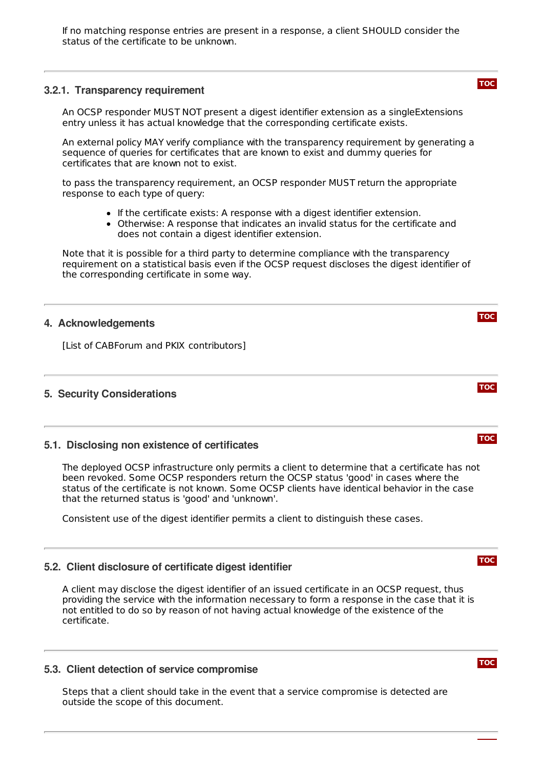If no matching response entries are present in a response, a client SHOULD consider the status of the certificate to be unknown.

### 3.2.1. Transparency requirement

An OCSP responder MUST NOT present a digest identifier extension as a singleExtensions entry unless it has actual knowledge that the corresponding certificate exists.

An external policy MAY verify compliance with the transparency requirement by generating a sequence of queries for certificates that are known to exist and dummy queries for certificates that are known not to exist.

to pass the transparency requirement, an OCSP responder MUST return the appropriate response to each type of query:

- If the certificate exists: A response with a digest identifier extension.
- Otherwise: A response that indicates an invalid status for the certificate and does not contain a digest identifier extension.

Note that it is possible for a third party to determine compliance with the transparency requirement on a statistical basis even if the OCSP request discloses the digest identifier of the corresponding certificate in some way.

## 4. Acknowledgements

[List of CABForum and PKIX contributors]

## 5. Security Considerations

### 5.1. Disclosing non existence of certificates

The deployed OCSP infrastructure only permits a client to determine that a certificate has not been revoked. Some OCSP responders return the OCSP status 'good' in cases where the status of the certificate is not known. Some OCSP clients have identical behavior in the case that the returned status is 'good' and 'unknown'.

Consistent use of the digest identifier permits a client to distinguish these cases.

### 5.2. Client disclosure of certificate digest identifier

A client may disclose the digest identifier of an issued certificate in an OCSP request, thus providing the service with the information necessary to form a response in the case that it is not entitled to do so by reason of not having actual knowledge of the existence of the certificate.

### 5.3. Client detection of service compromise

Steps that a client should take in the event that a service compromise is detected are outside the scope of this document.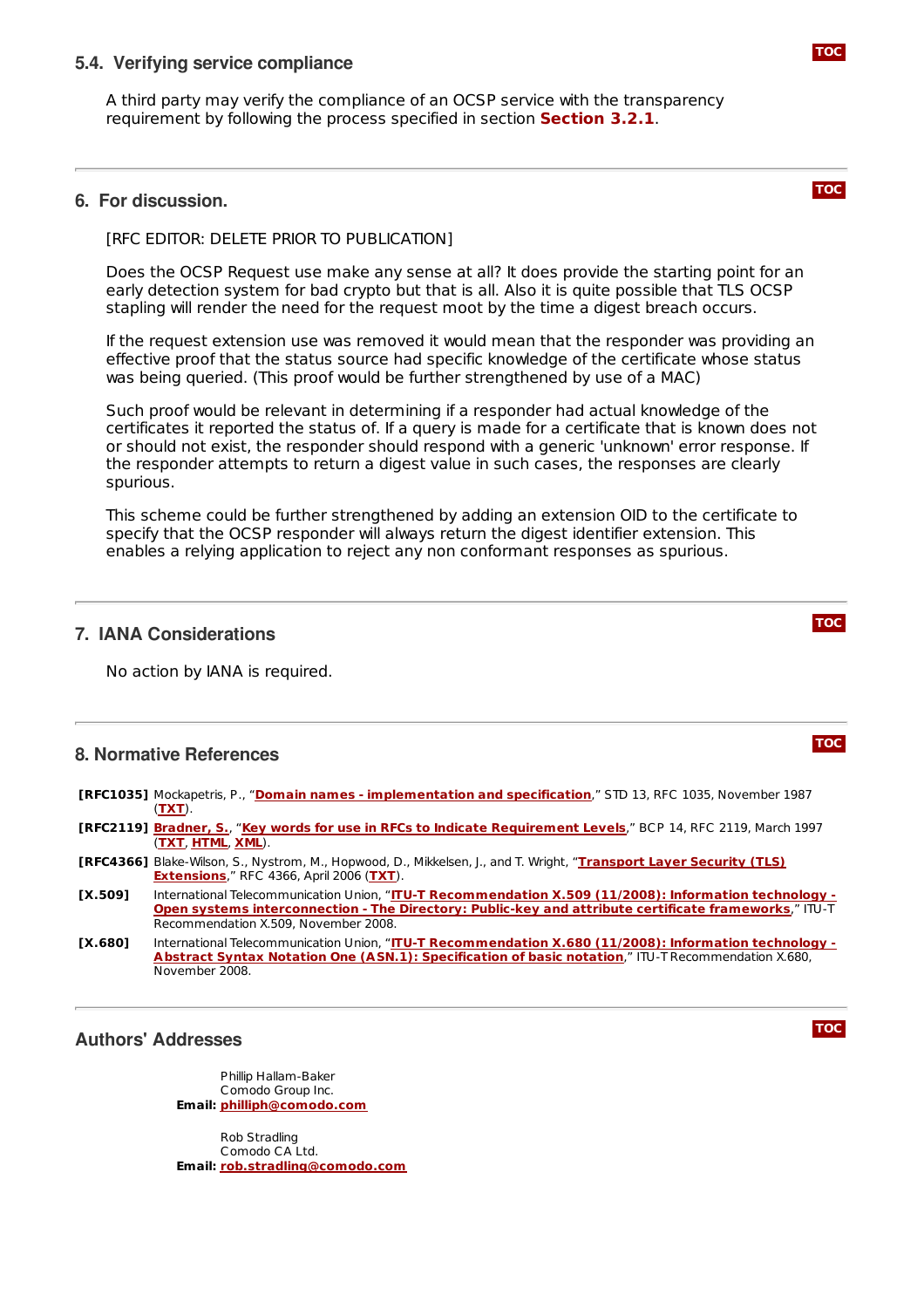### 5.4. Verifying service compliance

A third party may verify the compliance of an OCSP service with the transparency requirement by following the process specified in section **Section 3.2.1**.

## 6. For discussion.

[RFC EDITOR: DELETE PRIOR TO PUBLICATION]

Does the OCSP Request use make any sense at all? It does provide the starting point for an early detection system for bad crypto but that is all. Also it is quite possible that TLS OCSP stapling will render the need for the request moot by the time a digest breach occurs.

If the request extension use was removed it would mean that the responder was providing an effective proof that the status source had specific knowledge of the certificate whose status was being queried. (This proof would be further strengthened by use of a MAC)

Such proof would be relevant in determining if a responder had actual knowledge of the certificates it reported the status of. If a query is made for a certificate that is known does not or should not exist, the responder should respond with a generic 'unknown' error response. If the responder attempts to return a digest value in such cases, the responses are clearly spurious.

This scheme could be further strengthened by adding an extension OID to the certificate to specify that the OCSP responder will always return the digest identifier extension. This enables a relying application to reject any non conformant responses as spurious.

## 7. IANA Considerations

No action by IANA is required.

## 8. Normative References

**[RFC1035]** Mockapetris, P., "Domain names - implementation and specification," STD 13, RFC 1035, November 1987 (TXT).

**[RFC2119]** Bradner, S., "Key words for use in RFCs to Indicate Requirement Levels," BCP 14, RFC 2119, March 1997 (TXT, HTML, XML).

**[RFC4366]** Blake-Wilson, S., Nystrom, M., Hopwood, D., Mikkelsen, J., and T. Wright, "Transport Layer Security (TLS) Extensions," RFC 4366, April 2006 (TXT).

**[X.509]** International Telecommunication Union, "ITU-T Recommendation X.509 (11/2008): Information technology - Open systems interconnection - The Directory: Public-key and attribute certificate frameworks," ITU-T Recommendation X.509, November 2008.

**[X.680]** International Telecommunication Union, "ITU-T Recommendation X.680 (11/2008): Information technology - Abstract Syntax Notation One (ASN.1): Specification of basic notation," ITU-T Recommendation X.680, November 2008.

## Authors' Addresses

Phillip Hallam-Baker
Comodo Group Inc.
**Email:** phillip@comodo.com

Rob Stradling
Comodo CA Ltd.
**Email:** rob.stradling@comodo.com